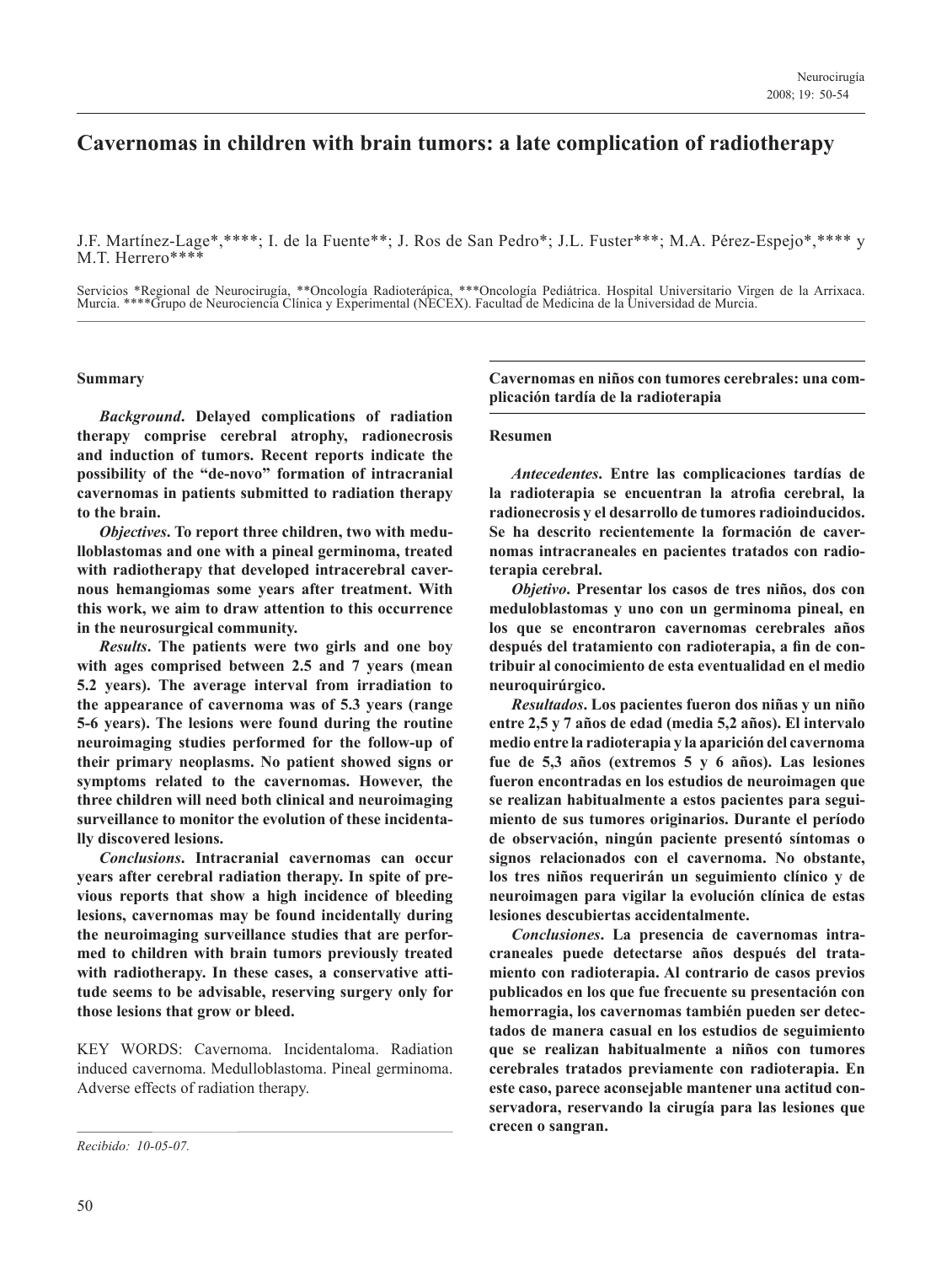# Cavernomas in children with brain tumors: a late complication of radiotherapy

J.F. Martínez-Lage*,****; I. de la Fuente**; J. Ros de San Pedro*; J.L. Fuster***; M.A. Pérez-Espejo*,**** y M.T. Herrero****

Servicios *Regional de Neurocirugía, **Oncología Radioterápica, ***Oncología Pediátrica. Hospital Universitario Virgen de la Arrixaca. Murcia. ****Grupo de Neurociencia Clínica y Experimental (NECEX). Facultad de Medicina de la Universidad de Murcia.

## Summary

***Background*. Delayed complications of radiation therapy comprise cerebral atrophy, radionecrosis and induction of tumors. Recent reports indicate the possibility of the "de-novo" formation of intracranial cavernomas in patients submitted to radiation therapy to the brain.**

***Objectives*. To report three children, two with medulloblastomas and one with a pineal germinoma, treated with radiotherapy that developed intracerebral cavernous hemangiomas some years after treatment. With this work, we aim to draw attention to this occurrence in the neurosurgical community.**

***Results*. The patients were two girls and one boy with ages comprised between 2.5 and 7 years (mean 5.2 years). The average interval from irradiation to the appearance of cavernoma was of 5.3 years (range 5-6 years). The lesions were found during the routine neuroimaging studies performed for the follow-up of their primary neoplasms. No patient showed signs or symptoms related to the cavernomas. However, the three children will need both clinical and neuroimaging surveillance to monitor the evolution of these incidentally discovered lesions.**

***Conclusions*. Intracranial cavernomas can occur years after cerebral radiation therapy. In spite of previous reports that show a high incidence of bleeding lesions, cavernomas may be found incidentally during the neuroimaging surveillance studies that are performed to children with brain tumors previously treated with radiotherapy. In these cases, a conservative attitude seems to be advisable, reserving surgery only for those lesions that grow or bleed.**

KEY WORDS: Cavernoma. Incidentaloma. Radiation induced cavernoma. Medulloblastoma. Pineal germinoma. Adverse effects of radiation therapy.

*Recibido: 10-05-07.*

## Cavernomas en niños con tumores cerebrales: una complicación tardía de la radioterapia

### Resumen

***Antecedentes*. Entre las complicaciones tardías de la radioterapia se encuentran la atrofia cerebral, la radionecrosis y el desarrollo de tumores radioinducidos. Se ha descrito recientemente la formación de cavernomas intracraneales en pacientes tratados con radioterapia cerebral.**

***Objetivo*. Presentar los casos de tres niños, dos con meduloblastomas y uno con un germinoma pineal, en los que se encontraron cavernomas cerebrales años después del tratamiento con radioterapia, a fin de contribuir al conocimiento de esta eventualidad en el medio neuroquirúrgico.**

***Resultados*. Los pacientes fueron dos niñas y un niño entre 2,5 y 7 años de edad (media 5,2 años). El intervalo medio entre la radioterapia y la aparición del cavernoma fue de 5,3 años (extremos 5 y 6 años). Las lesiones fueron encontradas en los estudios de neuroimagen que se realizan habitualmente a estos pacientes para seguimiento de sus tumores originarios. Durante el período de observación, ningún paciente presentó síntomas o signos relacionados con el cavernoma. No obstante, los tres niños requerirán un seguimiento clínico y de neuroimagen para vigilar la evolución clínica de estas lesiones descubiertas accidentalmente.**

***Conclusiones*. La presencia de cavernomas intracraneales puede detectarse años después del tratamiento con radioterapia. Al contrario de casos previos publicados en los que fue frecuente su presentación con hemorragia, los cavernomas también pueden ser detectados de manera casual en los estudios de seguimiento que se realizan habitualmente a niños con tumores cerebrales tratados previamente con radioterapia. En este caso, parece aconsejable mantener una actitud conservadora, reservando la cirugía para las lesiones que crecen o sangran.**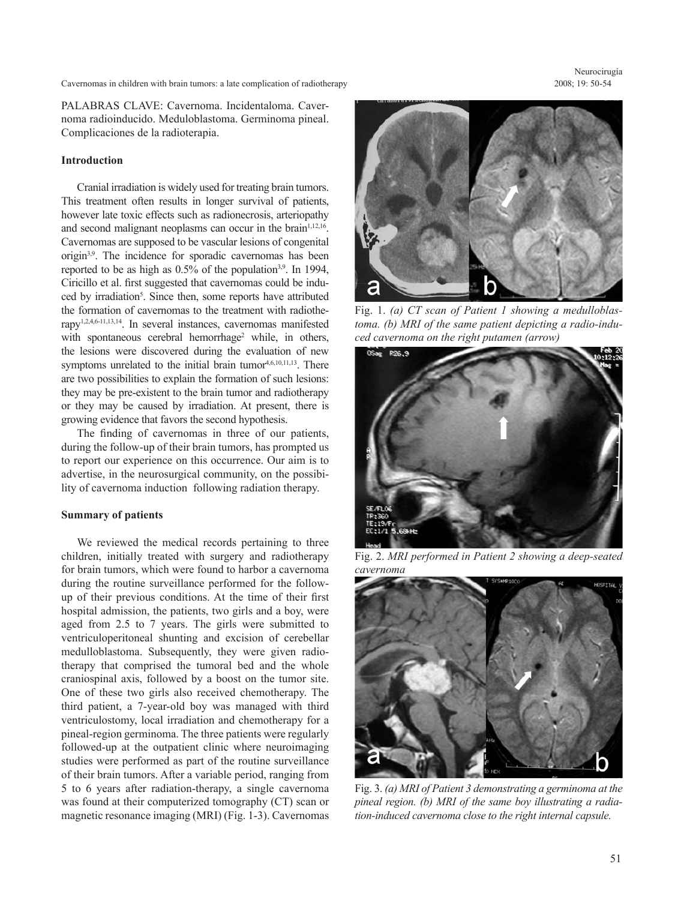PALABRAS CLAVE: Cavernoma. Incidentaloma. Cavernoma radioinducido. Meduloblastoma. Germinoma pineal. Complicaciones de la radioterapia.

## Introduction

Cranial irradiation is widely used for treating brain tumors. This treatment often results in longer survival of patients, however late toxic effects such as radionecrosis, arteriopathy and second malignant neoplasms can occur in the brain[1,12,16]. Cavernomas are supposed to be vascular lesions of congenital origin[3,9]. The incidence for sporadic cavernomas has been reported to be as high as 0.5% of the population[3,9]. In 1994, Ciricillo et al. first suggested that cavernomas could be induced by irradiation[5]. Since then, some reports have attributed the formation of cavernomas to the treatment with radiotherapy[1,2,4,6-11,13,14]. In several instances, cavernomas manifested with spontaneous cerebral hemorrhage[2] while, in others, the lesions were discovered during the evaluation of new symptoms unrelated to the initial brain tumor[4,6,10,11,13]. There are two possibilities to explain the formation of such lesions: they may be pre-existent to the brain tumor and radiotherapy or they may be caused by irradiation. At present, there is growing evidence that favors the second hypothesis.

The finding of cavernomas in three of our patients, during the follow-up of their brain tumors, has prompted us to report our experience on this occurrence. Our aim is to advertise, in the neurosurgical community, on the possibility of cavernoma induction following radiation therapy.

## Summary of patients

We reviewed the medical records pertaining to three children, initially treated with surgery and radiotherapy for brain tumors, which were found to harbor a cavernoma during the routine surveillance performed for the follow-up of their previous conditions. At the time of their first hospital admission, the patients, two girls and a boy, were aged from 2.5 to 7 years. The girls were submitted to ventriculoperitoneal shunting and excision of cerebellar medulloblastoma. Subsequently, they were given radiotherapy that comprised the tumoral bed and the whole craniospinal axis, followed by a boost on the tumor site. One of these two girls also received chemotherapy. The third patient, a 7-year-old boy was managed with third ventriculostomy, local irradiation and chemotherapy for a pineal-region germinoma. The three patients were regularly followed-up at the outpatient clinic where neuroimaging studies were performed as part of the routine surveillance of their brain tumors. After a variable period, ranging from 5 to 6 years after radiation-therapy, a single cavernoma was found at their computerized tomography (CT) scan or magnetic resonance imaging (MRI) (Fig. 1-3). Cavernomas

Fig. 1. *(a) CT scan of Patient 1 showing a medulloblastoma. (b) MRI of the same patient depicting a radio-induced cavernoma on the right putamen (arrow)*

Fig. 2. *MRI performed in Patient 2 showing a deep-seated cavernoma*

Fig. 3. *(a) MRI of Patient 3 demonstrating a germinoma at the pineal region. (b) MRI of the same boy illustrating a radiation-induced cavernoma close to the right internal capsule.*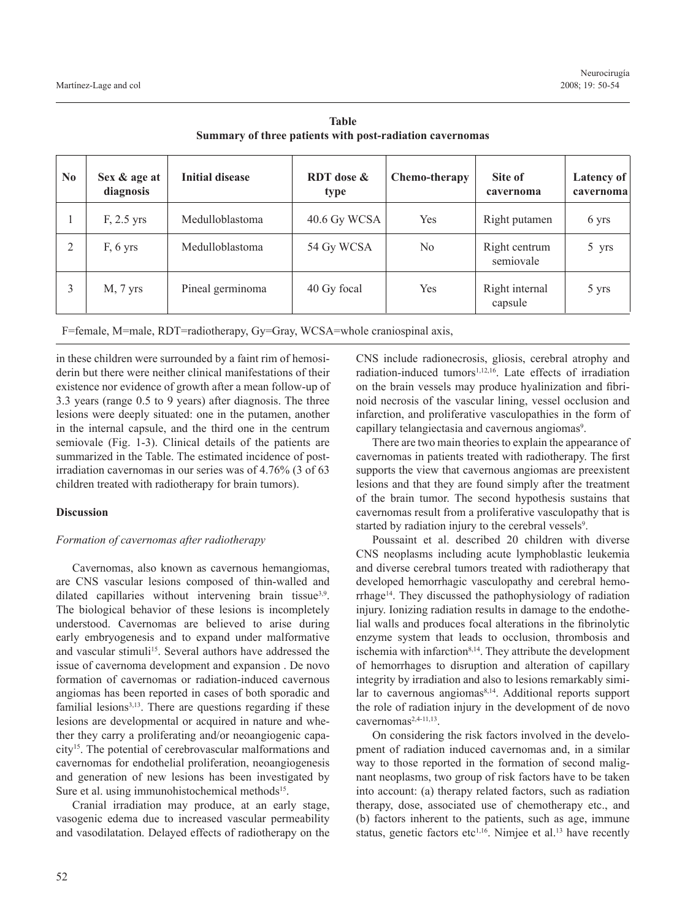**Table**
**Summary of three patients with post-radiation cavernomas**

| No | Sex & age at diagnosis | Initial disease | RDT dose & type | Chemo-therapy | Site of cavernoma | Latency of cavernoma |
|---|---|---|---|---|---|---|
| 1 | F, 2.5 yrs | Medulloblastoma | 40.6 Gy WCSA | Yes | Right putamen | 6 yrs |
| 2 | F, 6 yrs | Medulloblastoma | 54 Gy WCSA | No | Right centrum semiovale | 5 yrs |
| 3 | M, 7 yrs | Pineal germinoma | 40 Gy focal | Yes | Right internal capsule | 5 yrs |

F=female, M=male, RDT=radiotherapy, Gy=Gray, WCSA=whole craniospinal axis,

in these children were surrounded by a faint rim of hemosiderin but there were neither clinical manifestations of their existence nor evidence of growth after a mean follow-up of 3.3 years (range 0.5 to 9 years) after diagnosis. The three lesions were deeply situated: one in the putamen, another in the internal capsule, and the third one in the centrum semiovale (Fig. 1-3). Clinical details of the patients are summarized in the Table. The estimated incidence of post-irradiation cavernomas in our series was of 4.76% (3 of 63 children treated with radiotherapy for brain tumors).

## Discussion

### *Formation of cavernomas after radiotherapy*

Cavernomas, also known as cavernous hemangiomas, are CNS vascular lesions composed of thin-walled and dilated capillaries without intervening brain tissue[3,9]. The biological behavior of these lesions is incompletely understood. Cavernomas are believed to arise during early embryogenesis and to expand under malformative and vascular stimuli[15]. Several authors have addressed the issue of cavernoma development and expansion . De novo formation of cavernomas or radiation-induced cavernous angiomas has been reported in cases of both sporadic and familial lesions[3,13]. There are questions regarding if these lesions are developmental or acquired in nature and whether they carry a proliferating and/or neoangiogenic capacity[15]. The potential of cerebrovascular malformations and cavernomas for endothelial proliferation, neoangiogenesis and generation of new lesions has been investigated by Sure et al. using immunohistochemical methods[15].

Cranial irradiation may produce, at an early stage, vasogenic edema due to increased vascular permeability and vasodilatation. Delayed effects of radiotherapy on the CNS include radionecrosis, gliosis, cerebral atrophy and radiation-induced tumors[1,12,16]. Late effects of irradiation on the brain vessels may produce hyalinization and fibrinoid necrosis of the vascular lining, vessel occlusion and infarction, and proliferative vasculopathies in the form of capillary telangiectasia and cavernous angiomas[9].

There are two main theories to explain the appearance of cavernomas in patients treated with radiotherapy. The first supports the view that cavernous angiomas are preexistent lesions and that they are found simply after the treatment of the brain tumor. The second hypothesis sustains that cavernomas result from a proliferative vasculopathy that is started by radiation injury to the cerebral vessels[9].

Poussaint et al. described 20 children with diverse CNS neoplasms including acute lymphoblastic leukemia and diverse cerebral tumors treated with radiotherapy that developed hemorrhagic vasculopathy and cerebral hemorrhage[14]. They discussed the pathophysiology of radiation injury. Ionizing radiation results in damage to the endothelial walls and produces focal alterations in the fibrinolytic enzyme system that leads to occlusion, thrombosis and ischemia with infarction[8,14]. They attribute the development of hemorrhages to disruption and alteration of capillary integrity by irradiation and also to lesions remarkably similar to cavernous angiomas[8,14]. Additional reports support the role of radiation injury in the development of de novo cavernomas[2,4-11,13].

On considering the risk factors involved in the development of radiation induced cavernomas and, in a similar way to those reported in the formation of second malignant neoplasms, two group of risk factors have to be taken into account: (a) therapy related factors, such as radiation therapy, dose, associated use of chemotherapy etc., and (b) factors inherent to the patients, such as age, immune status, genetic factors etc[1,16]. Nimjee et al.[13] have recently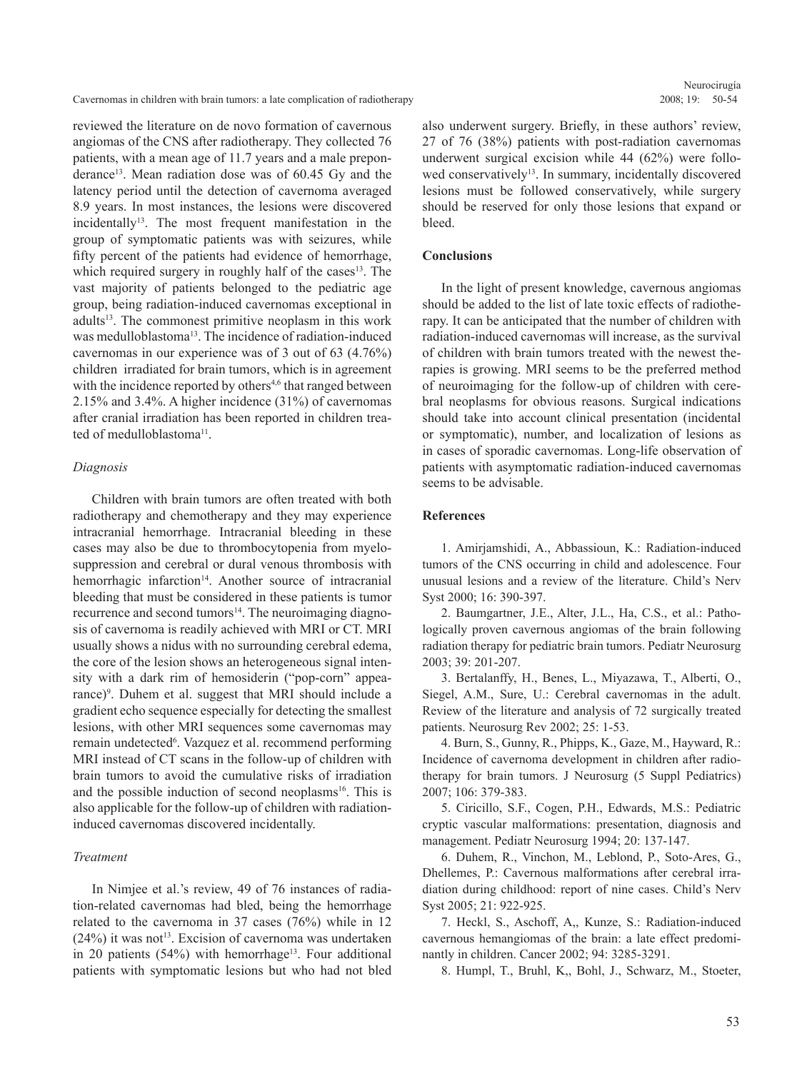reviewed the literature on de novo formation of cavernous angiomas of the CNS after radiotherapy. They collected 76 patients, with a mean age of 11.7 years and a male preponderance[13]. Mean radiation dose was of 60.45 Gy and the latency period until the detection of cavernoma averaged 8.9 years. In most instances, the lesions were discovered incidentally[13]. The most frequent manifestation in the group of symptomatic patients was with seizures, while fifty percent of the patients had evidence of hemorrhage, which required surgery in roughly half of the cases[13]. The vast majority of patients belonged to the pediatric age group, being radiation-induced cavernomas exceptional in adults[13]. The commonest primitive neoplasm in this work was medulloblastoma[13]. The incidence of radiation-induced cavernomas in our experience was of 3 out of 63 (4.76%) children irradiated for brain tumors, which is in agreement with the incidence reported by others[4,6] that ranged between 2.15% and 3.4%. A higher incidence (31%) of cavernomas after cranial irradiation has been reported in children treated of medulloblastoma[11].

### *Diagnosis*

Children with brain tumors are often treated with both radiotherapy and chemotherapy and they may experience intracranial hemorrhage. Intracranial bleeding in these cases may also be due to thrombocytopenia from myelosuppression and cerebral or dural venous thrombosis with hemorrhagic infarction[14]. Another source of intracranial bleeding that must be considered in these patients is tumor recurrence and second tumors[14]. The neuroimaging diagnosis of cavernoma is readily achieved with MRI or CT. MRI usually shows a nidus with no surrounding cerebral edema, the core of the lesion shows an heterogeneous signal intensity with a dark rim of hemosiderin ("pop-corn" appearance)[9]. Duhem et al. suggest that MRI should include a gradient echo sequence especially for detecting the smallest lesions, with other MRI sequences some cavernomas may remain undetected[6]. Vazquez et al. recommend performing MRI instead of CT scans in the follow-up of children with brain tumors to avoid the cumulative risks of irradiation and the possible induction of second neoplasms[16]. This is also applicable for the follow-up of children with radiation-induced cavernomas discovered incidentally.

### *Treatment*

In Nimjee et al.'s review, 49 of 76 instances of radiation-related cavernomas had bled, being the hemorrhage related to the cavernoma in 37 cases (76%) while in 12 (24%) it was not[13]. Excision of cavernoma was undertaken in 20 patients (54%) with hemorrhage[13]. Four additional patients with symptomatic lesions but who had not bled also underwent surgery. Briefly, in these authors' review, 27 of 76 (38%) patients with post-radiation cavernomas underwent surgical excision while 44 (62%) were followed conservatively[13]. In summary, incidentally discovered lesions must be followed conservatively, while surgery should be reserved for only those lesions that expand or bleed.

## Conclusions

In the light of present knowledge, cavernous angiomas should be added to the list of late toxic effects of radiotherapy. It can be anticipated that the number of children with radiation-induced cavernomas will increase, as the survival of children with brain tumors treated with the newest therapies is growing. MRI seems to be the preferred method of neuroimaging for the follow-up of children with cerebral neoplasms for obvious reasons. Surgical indications should take into account clinical presentation (incidental or symptomatic), number, and localization of lesions as in cases of sporadic cavernomas. Long-life observation of patients with asymptomatic radiation-induced cavernomas seems to be advisable.

## References

1. Amirjamshidi, A., Abbassioun, K.: Radiation-induced tumors of the CNS occurring in child and adolescence. Four unusual lesions and a review of the literature. Child's Nerv Syst 2000; 16: 390-397.

2. Baumgartner, J.E., Alter, J.L., Ha, C.S., et al.: Pathologically proven cavernous angiomas of the brain following radiation therapy for pediatric brain tumors. Pediatr Neurosurg 2003; 39: 201-207.

3. Bertalanffy, H., Benes, L., Miyazawa, T., Alberti, O., Siegel, A.M., Sure, U.: Cerebral cavernomas in the adult. Review of the literature and analysis of 72 surgically treated patients. Neurosurg Rev 2002; 25: 1-53.

4. Burn, S., Gunny, R., Phipps, K., Gaze, M., Hayward, R.: Incidence of cavernoma development in children after radiotherapy for brain tumors. J Neurosurg (5 Suppl Pediatrics) 2007; 106: 379-383.

5. Ciricillo, S.F., Cogen, P.H., Edwards, M.S.: Pediatric cryptic vascular malformations: presentation, diagnosis and management. Pediatr Neurosurg 1994; 20: 137-147.

6. Duhem, R., Vinchon, M., Leblond, P., Soto-Ares, G., Dhellemes, P.: Cavernous malformations after cerebral irradiation during childhood: report of nine cases. Child's Nerv Syst 2005; 21: 922-925.

7. Heckl, S., Aschoff, A,, Kunze, S.: Radiation-induced cavernous hemangiomas of the brain: a late effect predominantly in children. Cancer 2002; 94: 3285-3291.

8. Humpl, T., Bruhl, K,, Bohl, J., Schwarz, M., Stoeter,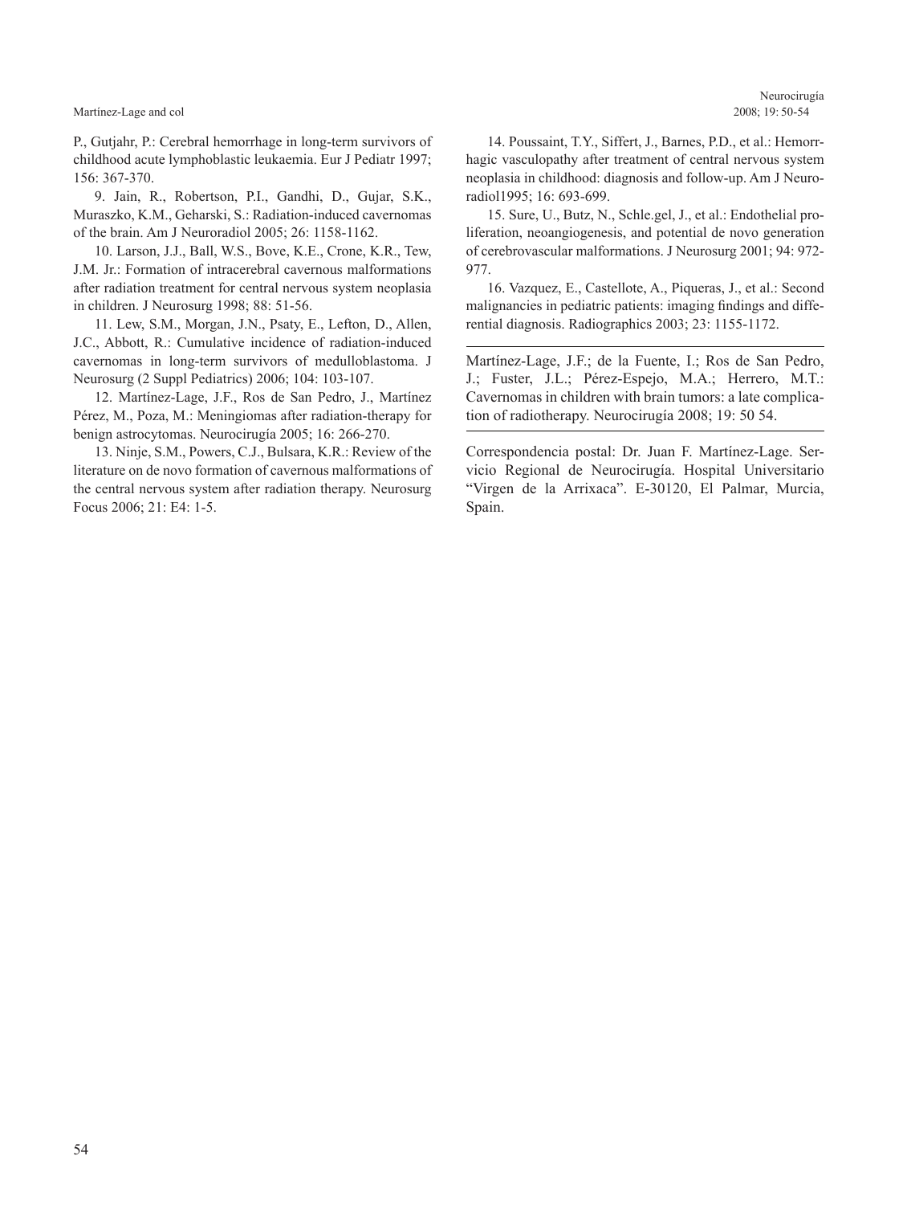P., Gutjahr, P.: Cerebral hemorrhage in long-term survivors of childhood acute lymphoblastic leukaemia. Eur J Pediatr 1997; 156: 367-370.

9. Jain, R., Robertson, P.I., Gandhi, D., Gujar, S.K., Muraszko, K.M., Geharski, S.: Radiation-induced cavernomas of the brain. Am J Neuroradiol 2005; 26: 1158-1162.

10. Larson, J.J., Ball, W.S., Bove, K.E., Crone, K.R., Tew, J.M. Jr.: Formation of intracerebral cavernous malformations after radiation treatment for central nervous system neoplasia in children. J Neurosurg 1998; 88: 51-56.

11. Lew, S.M., Morgan, J.N., Psaty, E., Lefton, D., Allen, J.C., Abbott, R.: Cumulative incidence of radiation-induced cavernomas in long-term survivors of medulloblastoma. J Neurosurg (2 Suppl Pediatrics) 2006; 104: 103-107.

12. Martínez-Lage, J.F., Ros de San Pedro, J., Martínez Pérez, M., Poza, M.: Meningiomas after radiation-therapy for benign astrocytomas. Neurocirugía 2005; 16: 266-270.

13. Ninje, S.M., Powers, C.J., Bulsara, K.R.: Review of the literature on de novo formation of cavernous malformations of the central nervous system after radiation therapy. Neurosurg Focus 2006; 21: E4: 1-5.

14. Poussaint, T.Y., Siffert, J., Barnes, P.D., et al.: Hemorrhagic vasculopathy after treatment of central nervous system neoplasia in childhood: diagnosis and follow-up. Am J Neuroradiol1995; 16: 693-699.

15. Sure, U., Butz, N., Schle.gel, J., et al.: Endothelial proliferation, neoangiogenesis, and potential de novo generation of cerebrovascular malformations. J Neurosurg 2001; 94: 972-977.

16. Vazquez, E., Castellote, A., Piqueras, J., et al.: Second malignancies in pediatric patients: imaging findings and differential diagnosis. Radiographics 2003; 23: 1155-1172.

---

Martínez-Lage, J.F.; de la Fuente, I.; Ros de San Pedro, J.; Fuster, J.L.; Pérez-Espejo, M.A.; Herrero, M.T.: Cavernomas in children with brain tumors: a late complication of radiotherapy. Neurocirugía 2008; 19: 50 54.

---

Correspondencia postal: Dr. Juan F. Martínez-Lage. Servicio Regional de Neurocirugía. Hospital Universitario "Virgen de la Arrixaca". E-30120, El Palmar, Murcia, Spain.